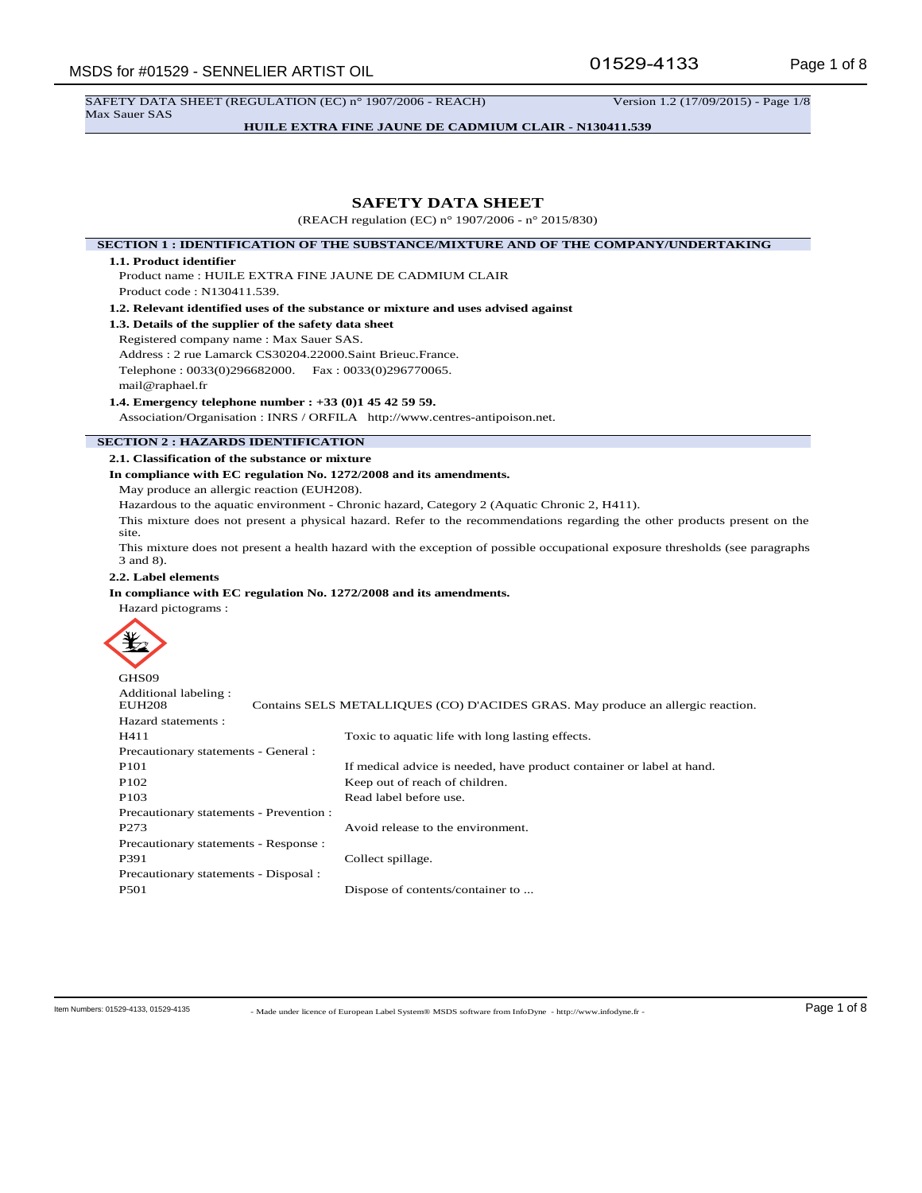SAFETY DATA SHEET (REGULATION (EC) n° 1907/2006 - REACH) Version 1.2 (17/09/2015) - Page 1/8
Max Sauer SAS

**HUILE EXTRA FINE JAUNE DE CADMIUM CLAIR - N130411.539**

# SAFETY DATA SHEET

(REACH regulation (EC) n° 1907/2006 - n° 2015/830)

## SECTION 1 : IDENTIFICATION OF THE SUBSTANCE/MIXTURE AND OF THE COMPANY/UNDERTAKING

**1.1. Product identifier**

Product name : HUILE EXTRA FINE JAUNE DE CADMIUM CLAIR

Product code : N130411.539.

**1.2. Relevant identified uses of the substance or mixture and uses advised against**

**1.3. Details of the supplier of the safety data sheet**

Registered company name : Max Sauer SAS.

Address : 2 rue Lamarck CS30204.22000.Saint Brieuc.France.

Telephone : 0033(0)296682000. Fax : 0033(0)296770065.

mail@raphael.fr

**1.4. Emergency telephone number : +33 (0)1 45 42 59 59.**

Association/Organisation : INRS / ORFILA http://www.centres-antipoison.net.

## SECTION 2 : HAZARDS IDENTIFICATION

**2.1. Classification of the substance or mixture**

**In compliance with EC regulation No. 1272/2008 and its amendments.**

May produce an allergic reaction (EUH208).

Hazardous to the aquatic environment - Chronic hazard, Category 2 (Aquatic Chronic 2, H411).

This mixture does not present a physical hazard. Refer to the recommendations regarding the other products present on the site.

This mixture does not present a health hazard with the exception of possible occupational exposure thresholds (see paragraphs 3 and 8).

**2.2. Label elements**

**In compliance with EC regulation No. 1272/2008 and its amendments.**

Hazard pictograms :

GHS09

Additional labeling :

EUH208 Contains SELS METALLIQUES (CO) D'ACIDES GRAS. May produce an allergic reaction.

Hazard statements :

| | |
|---|---|
| H411 | Toxic to aquatic life with long lasting effects. |

Precautionary statements - General :

| | |
|---|---|
| P101 | If medical advice is needed, have product container or label at hand. |
| P102 | Keep out of reach of children. |
| P103 | Read label before use. |

Precautionary statements - Prevention :

| | |
|---|---|
| P273 | Avoid release to the environment. |

Precautionary statements - Response :

| | |
|---|---|
| P391 | Collect spillage. |

Precautionary statements - Disposal :

| | |
|---|---|
| P501 | Dispose of contents/container to ... |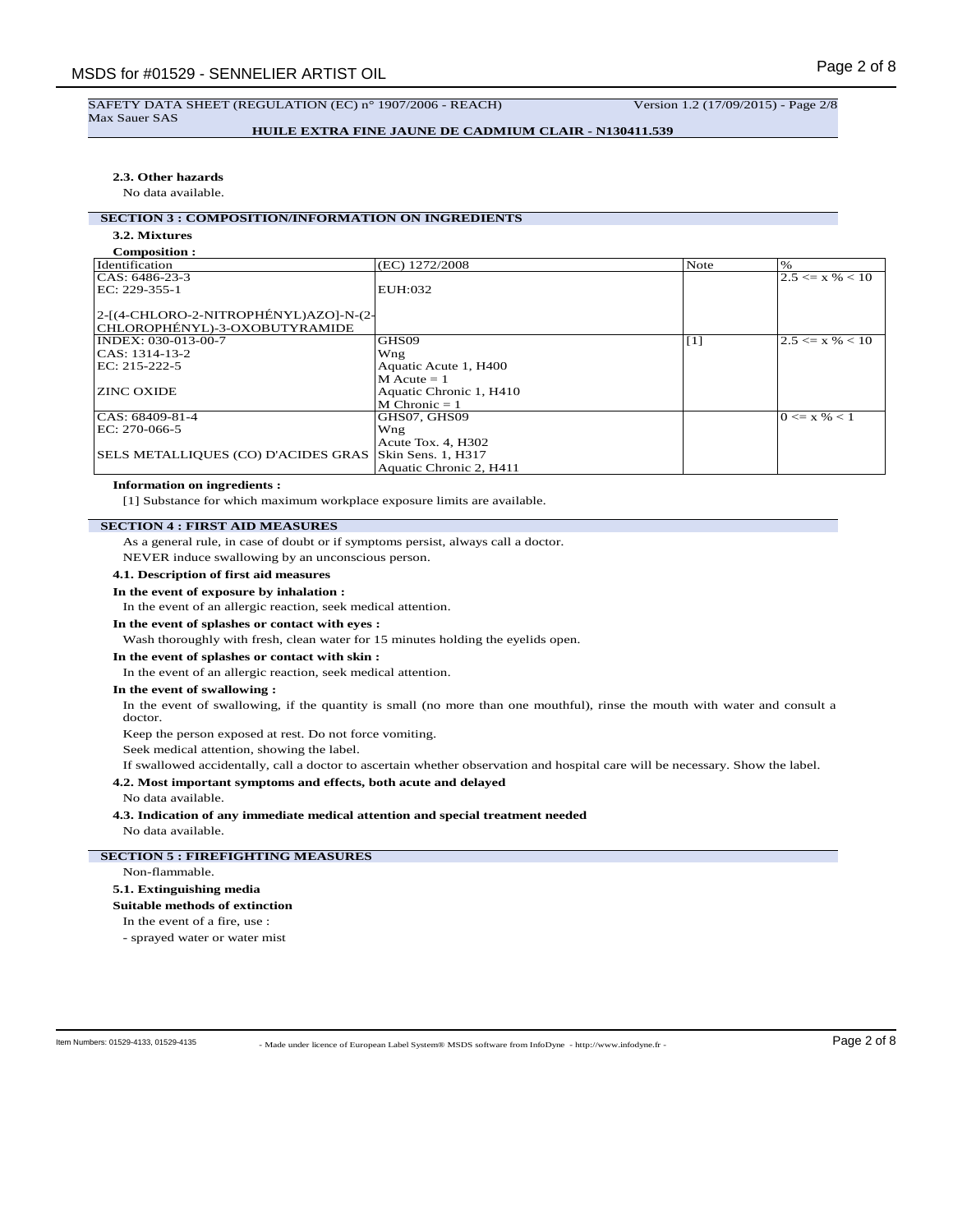#### 2.3. Other hazards

No data available.

## SECTION 3 : COMPOSITION/INFORMATION ON INGREDIENTS

#### 3.2. Mixtures

**Composition :**

| Identification | (EC) 1272/2008 | Note | % |
|---|---|---|---|
| CAS: 6486-23-3<br>EC: 229-355-1<br><br>2-[(4-CHLORO-2-NITROPHÉNYL)AZO]-N-(2-CHLOROPHÉNYL)-3-OXOBUTYRAMIDE | EUH:032 | | 2.5 <= x % < 10 |
| INDEX: 030-013-00-7<br>CAS: 1314-13-2<br>EC: 215-222-5<br><br>ZINC OXIDE | GHS09<br>Wng<br>Aquatic Acute 1, H400<br>M Acute = 1<br>Aquatic Chronic 1, H410<br>M Chronic = 1 | [1] | 2.5 <= x % < 10 |
| CAS: 68409-81-4<br>EC: 270-066-5<br><br>SELS METALLIQUES (CO) D'ACIDES GRAS | GHS07, GHS09<br>Wng<br>Acute Tox. 4, H302<br>Skin Sens. 1, H317<br>Aquatic Chronic 2, H411 | | 0 <= x % < 1 |

**Information on ingredients :**

[1] Substance for which maximum workplace exposure limits are available.

## SECTION 4 : FIRST AID MEASURES

As a general rule, in case of doubt or if symptoms persist, always call a doctor.

NEVER induce swallowing by an unconscious person.

#### 4.1. Description of first aid measures

**In the event of exposure by inhalation :**

In the event of an allergic reaction, seek medical attention.

**In the event of splashes or contact with eyes :**

Wash thoroughly with fresh, clean water for 15 minutes holding the eyelids open.

**In the event of splashes or contact with skin :**

In the event of an allergic reaction, seek medical attention.

**In the event of swallowing :**

In the event of swallowing, if the quantity is small (no more than one mouthful), rinse the mouth with water and consult a doctor.

Keep the person exposed at rest. Do not force vomiting.

Seek medical attention, showing the label.

If swallowed accidentally, call a doctor to ascertain whether observation and hospital care will be necessary. Show the label.

#### 4.2. Most important symptoms and effects, both acute and delayed

No data available.

#### 4.3. Indication of any immediate medical attention and special treatment needed

No data available.

## SECTION 5 : FIREFIGHTING MEASURES

Non-flammable.

#### 5.1. Extinguishing media

**Suitable methods of extinction**

In the event of a fire, use :

- sprayed water or water mist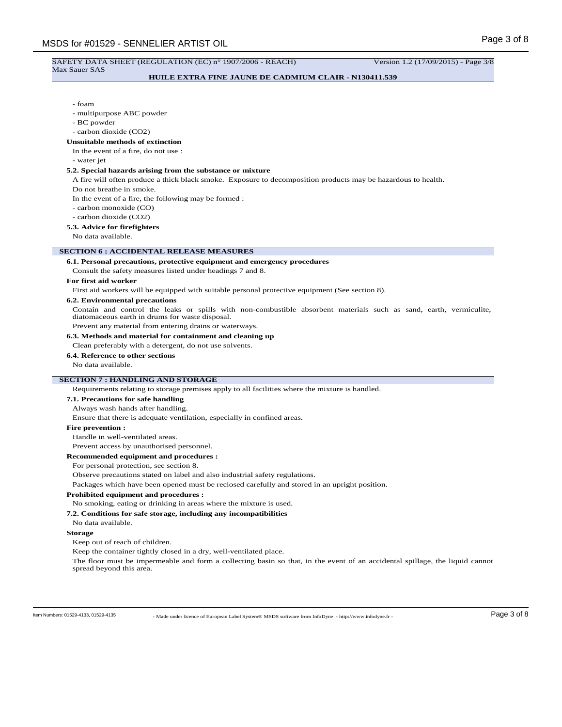- foam
- multipurpose ABC powder
- BC powder
- carbon dioxide ($CO_2$)

**Unsuitable methods of extinction**

In the event of a fire, do not use :

- water jet

**5.2. Special hazards arising from the substance or mixture**

A fire will often produce a thick black smoke. Exposure to decomposition products may be hazardous to health.

Do not breathe in smoke.

In the event of a fire, the following may be formed :

- carbon monoxide (CO)
- carbon dioxide ($CO_2$)

**5.3. Advice for firefighters**

No data available.

## SECTION 6 : ACCIDENTAL RELEASE MEASURES

**6.1. Personal precautions, protective equipment and emergency procedures**

Consult the safety measures listed under headings 7 and 8.

**For first aid worker**

First aid workers will be equipped with suitable personal protective equipment (See section 8).

**6.2. Environmental precautions**

Contain and control the leaks or spills with non-combustible absorbent materials such as sand, earth, vermiculite, diatomaceous earth in drums for waste disposal.

Prevent any material from entering drains or waterways.

**6.3. Methods and material for containment and cleaning up**

Clean preferably with a detergent, do not use solvents.

**6.4. Reference to other sections**

No data available.

## SECTION 7 : HANDLING AND STORAGE

Requirements relating to storage premises apply to all facilities where the mixture is handled.

**7.1. Precautions for safe handling**

Always wash hands after handling.

Ensure that there is adequate ventilation, especially in confined areas.

**Fire prevention :**

Handle in well-ventilated areas.

Prevent access by unauthorised personnel.

**Recommended equipment and procedures :**

For personal protection, see section 8.

Observe precautions stated on label and also industrial safety regulations.

Packages which have been opened must be reclosed carefully and stored in an upright position.

**Prohibited equipment and procedures :**

No smoking, eating or drinking in areas where the mixture is used.

**7.2. Conditions for safe storage, including any incompatibilities**

No data available.

**Storage**

Keep out of reach of children.

Keep the container tightly closed in a dry, well-ventilated place.

The floor must be impermeable and form a collecting basin so that, in the event of an accidental spillage, the liquid cannot spread beyond this area.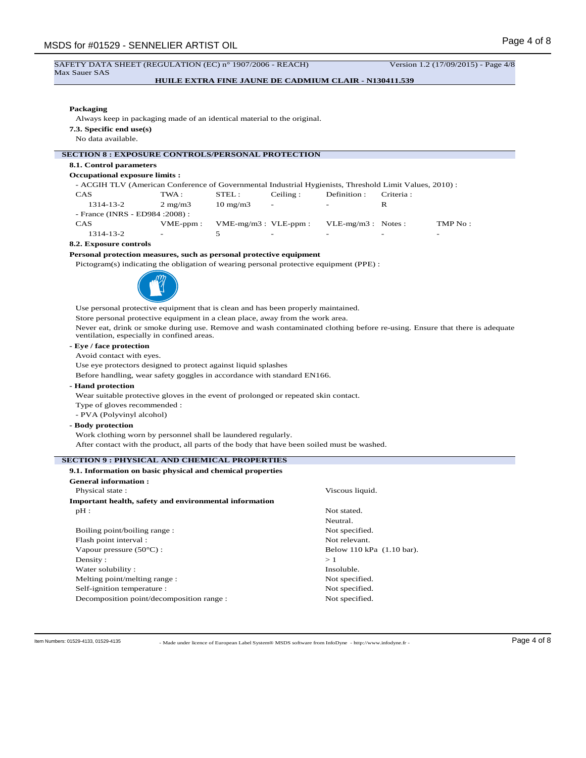**Packaging**

Always keep in packaging made of an identical material to the original.

**7.3. Specific end use(s)**

No data available.

## SECTION 8 : EXPOSURE CONTROLS/PERSONAL PROTECTION

**8.1. Control parameters**

**Occupational exposure limits :**

- ACGIH TLV (American Conference of Governmental Industrial Hygienists, Threshold Limit Values, 2010) :

| CAS | TWA : | STEL : | Ceiling : | Definition : | Criteria : |
|---|---|---|---|---|---|
| 1314-13-2 | 2 mg/m3 | 10 mg/m3 | - | - | R |

- France (INRS - ED984 :2008) :

| CAS | VME-ppm : | VME-mg/m3 : | VLE-ppm : | VLE-mg/m3 : | Notes : | TMP No : |
|---|---|---|---|---|---|---|
| 1314-13-2 | - | 5 | - | - | - | - |

**8.2. Exposure controls**

**Personal protection measures, such as personal protective equipment**

Pictogram(s) indicating the obligation of wearing personal protective equipment (PPE) :

Use personal protective equipment that is clean and has been properly maintained.

Store personal protective equipment in a clean place, away from the work area.

Never eat, drink or smoke during use. Remove and wash contaminated clothing before re-using. Ensure that there is adequate ventilation, especially in confined areas.

**- Eye / face protection**

Avoid contact with eyes.

Use eye protectors designed to protect against liquid splashes

Before handling, wear safety goggles in accordance with standard EN166.

**- Hand protection**

Wear suitable protective gloves in the event of prolonged or repeated skin contact.

Type of gloves recommended :

- PVA (Polyvinyl alcohol)

**- Body protection**

Work clothing worn by personnel shall be laundered regularly.

After contact with the product, all parts of the body that have been soiled must be washed.

## SECTION 9 : PHYSICAL AND CHEMICAL PROPERTIES

**9.1. Information on basic physical and chemical properties**

**General information :**

| | |
|---|---|
| Physical state : | Viscous liquid. |

**Important health, safety and environmental information**

| | |
|---|---|
| pH : | Not stated. |
| | Neutral. |
| Boiling point/boiling range : | Not specified. |
| Flash point interval : | Not relevant. |
| Vapour pressure (50°C) : | Below 110 kPa (1.10 bar). |
| Density : | > 1 |
| Water solubility : | Insoluble. |
| Melting point/melting range : | Not specified. |
| Self-ignition temperature : | Not specified. |
| Decomposition point/decomposition range : | Not specified. |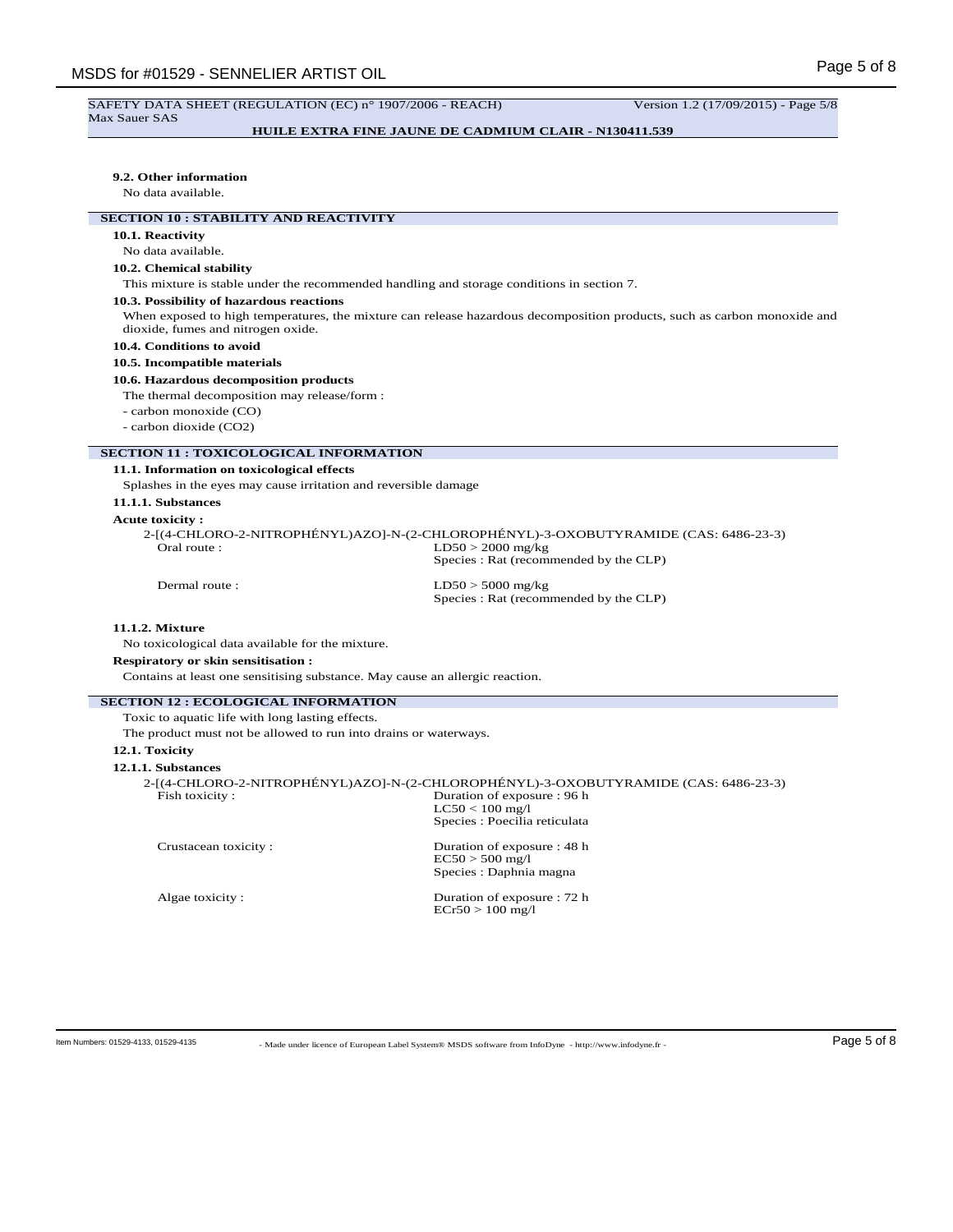### 9.2. Other information

No data available.

## SECTION 10 : STABILITY AND REACTIVITY

### 10.1. Reactivity

No data available.

### 10.2. Chemical stability

This mixture is stable under the recommended handling and storage conditions in section 7.

### 10.3. Possibility of hazardous reactions

When exposed to high temperatures, the mixture can release hazardous decomposition products, such as carbon monoxide and dioxide, fumes and nitrogen oxide.

### 10.4. Conditions to avoid

### 10.5. Incompatible materials

### 10.6. Hazardous decomposition products

The thermal decomposition may release/form :

- carbon monoxide (CO)
- carbon dioxide ($CO_2$)

## SECTION 11 : TOXICOLOGICAL INFORMATION

### 11.1. Information on toxicological effects

Splashes in the eyes may cause irritation and reversible damage

#### 11.1.1. Substances

**Acute toxicity :**

2-[(4-CHLORO-2-NITROPHÉNYL)AZO]-N-(2-CHLOROPHÉNYL)-3-OXOBUTYRAMIDE (CAS: 6486-23-3)

| | |
|---|---|
| Oral route : | LD50 > 2000 mg/kg<br>Species : Rat (recommended by the CLP) |
| Dermal route : | LD50 > 5000 mg/kg<br>Species : Rat (recommended by the CLP) |

#### 11.1.2. Mixture

No toxicological data available for the mixture.

**Respiratory or skin sensitisation :**

Contains at least one sensitising substance. May cause an allergic reaction.

## SECTION 12 : ECOLOGICAL INFORMATION

Toxic to aquatic life with long lasting effects.

The product must not be allowed to run into drains or waterways.

### 12.1. Toxicity

#### 12.1.1. Substances

2-[(4-CHLORO-2-NITROPHÉNYL)AZO]-N-(2-CHLOROPHÉNYL)-3-OXOBUTYRAMIDE (CAS: 6486-23-3)

| | |
|---|---|
| Fish toxicity : | Duration of exposure : 96 h<br>LC50 < 100 mg/l<br>Species : Poecilia reticulata |
| Crustacean toxicity : | Duration of exposure : 48 h<br>EC50 > 500 mg/l<br>Species : Daphnia magna |
| Algae toxicity : | Duration of exposure : 72 h<br>ECr50 > 100 mg/l |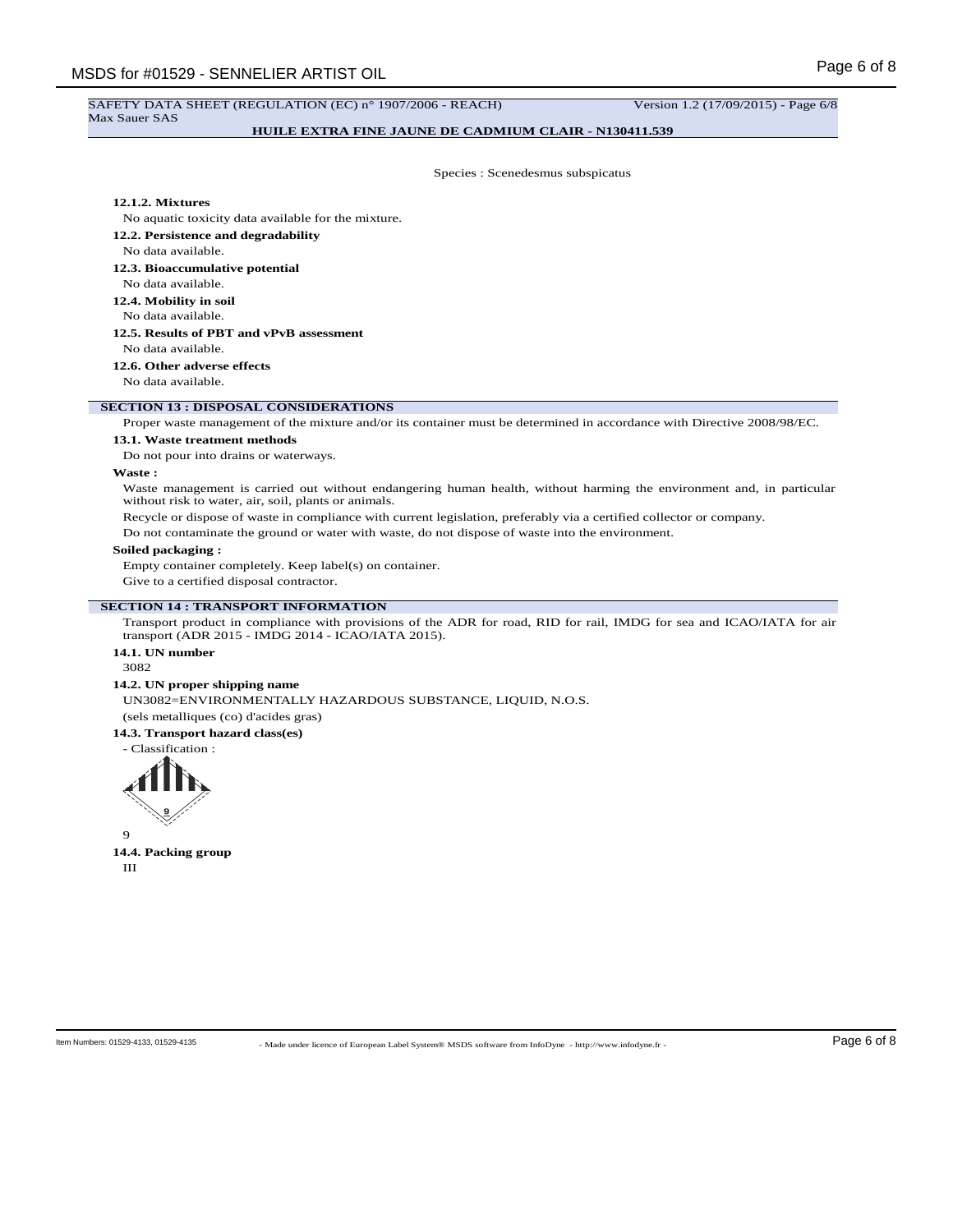Species : Scenedesmus subspicatus

**12.1.2. Mixtures**

No aquatic toxicity data available for the mixture.

**12.2. Persistence and degradability**

No data available.

**12.3. Bioaccumulative potential**

No data available.

**12.4. Mobility in soil**

No data available.

**12.5. Results of PBT and vPvB assessment**

No data available.

**12.6. Other adverse effects**

No data available.

## SECTION 13 : DISPOSAL CONSIDERATIONS

Proper waste management of the mixture and/or its container must be determined in accordance with Directive 2008/98/EC.

**13.1. Waste treatment methods**

Do not pour into drains or waterways.

**Waste :**

Waste management is carried out without endangering human health, without harming the environment and, in particular without risk to water, air, soil, plants or animals.

Recycle or dispose of waste in compliance with current legislation, preferably via a certified collector or company.

Do not contaminate the ground or water with waste, do not dispose of waste into the environment.

**Soiled packaging :**

Empty container completely. Keep label(s) on container.

Give to a certified disposal contractor.

## SECTION 14 : TRANSPORT INFORMATION

Transport product in compliance with provisions of the ADR for road, RID for rail, IMDG for sea and ICAO/IATA for air transport (ADR 2015 - IMDG 2014 - ICAO/IATA 2015).

**14.1. UN number**

3082

**14.2. UN proper shipping name**

UN3082=ENVIRONMENTALLY HAZARDOUS SUBSTANCE, LIQUID, N.O.S.

(sels metalliques (co) d'acides gras)

**14.3. Transport hazard class(es)**

- Classification :

9

**14.4. Packing group**

III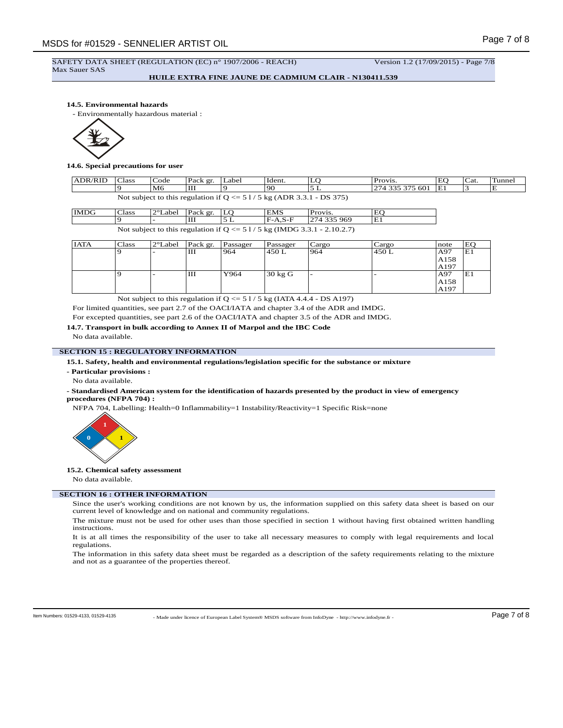SAFETY DATA SHEET (REGULATION (EC) n° 1907/2006 - REACH) Version 1.2 (17/09/2015) - Page 7/8
Max Sauer SAS

**HUILE EXTRA FINE JAUNE DE CADMIUM CLAIR - N130411.539**

**14.5. Environmental hazards**

- Environmentally hazardous material :

**14.6. Special precautions for user**

| ADR/RID | Class | Code | Pack gr. | Label | Ident. | LQ | Provis. | EQ | Cat. | Tunnel |
|---|---|---|---|---|---|---|---|---|---|---|
| | 9 | M6 | III | 9 | 90 | 5 L | 274 335 375 601 | E1 | 3 | E |

Not subject to this regulation if Q <= 5 l / 5 kg (ADR 3.3.1 - DS 375)

| IMDG | Class | 2°Label | Pack gr. | LQ | EMS | Provis. | EQ |
|---|---|---|---|---|---|---|---|
| | 9 | - | III | 5 L | F-A,S-F | 274 335 969 | E1 |

Not subject to this regulation if Q <= 5 l / 5 kg (IMDG 3.3.1 - 2.10.2.7)

| IATA | Class | 2°Label | Pack gr. | Passager | Passager | Cargo | Cargo | note | EQ |
|---|---|---|---|---|---|---|---|---|---|
| | 9 | - | III | 964 | 450 L | 964 | 450 L | A97 A158 A197 | E1 |
| | 9 | - | III | Y964 | 30 kg G | - | - | A97 A158 A197 | E1 |

Not subject to this regulation if Q <= 5 l / 5 kg (IATA 4.4.4 - DS A197)

For limited quantities, see part 2.7 of the OACI/IATA and chapter 3.4 of the ADR and IMDG.

For excepted quantities, see part 2.6 of the OACI/IATA and chapter 3.5 of the ADR and IMDG.

**14.7. Transport in bulk according to Annex II of Marpol and the IBC Code**

No data available.

## SECTION 15 : REGULATORY INFORMATION

**15.1. Safety, health and environmental regulations/legislation specific for the substance or mixture**

**- Particular provisions :**

No data available.

**- Standardised American system for the identification of hazards presented by the product in view of emergency procedures (NFPA 704) :**

NFPA 704, Labelling: Health=0 Inflammability=1 Instability/Reactivity=1 Specific Risk=none

**15.2. Chemical safety assessment**

No data available.

## SECTION 16 : OTHER INFORMATION

Since the user's working conditions are not known by us, the information supplied on this safety data sheet is based on our current level of knowledge and on national and community regulations.

The mixture must not be used for other uses than those specified in section 1 without having first obtained written handling instructions.

It is at all times the responsibility of the user to take all necessary measures to comply with legal requirements and local regulations.

The information in this safety data sheet must be regarded as a description of the safety requirements relating to the mixture and not as a guarantee of the properties thereof.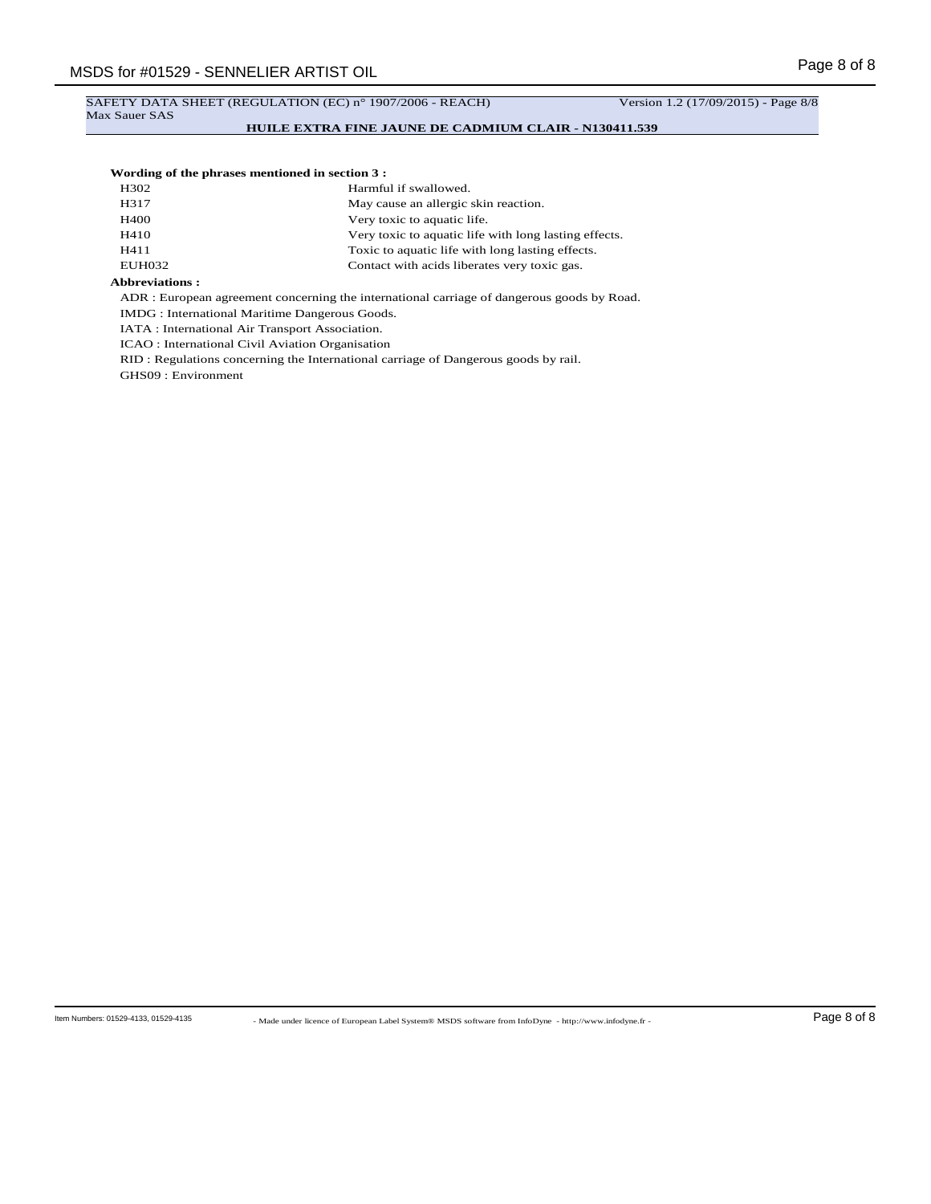**Wording of the phrases mentioned in section 3 :**

| | |
|---|---|
| H302 | Harmful if swallowed. |
| H317 | May cause an allergic skin reaction. |
| H400 | Very toxic to aquatic life. |
| H410 | Very toxic to aquatic life with long lasting effects. |
| H411 | Toxic to aquatic life with long lasting effects. |
| EUH032 | Contact with acids liberates very toxic gas. |

**Abbreviations :**

ADR : European agreement concerning the international carriage of dangerous goods by Road.

IMDG : International Maritime Dangerous Goods.

IATA : International Air Transport Association.

ICAO : International Civil Aviation Organisation

RID : Regulations concerning the International carriage of Dangerous goods by rail.

GHS09 : Environment